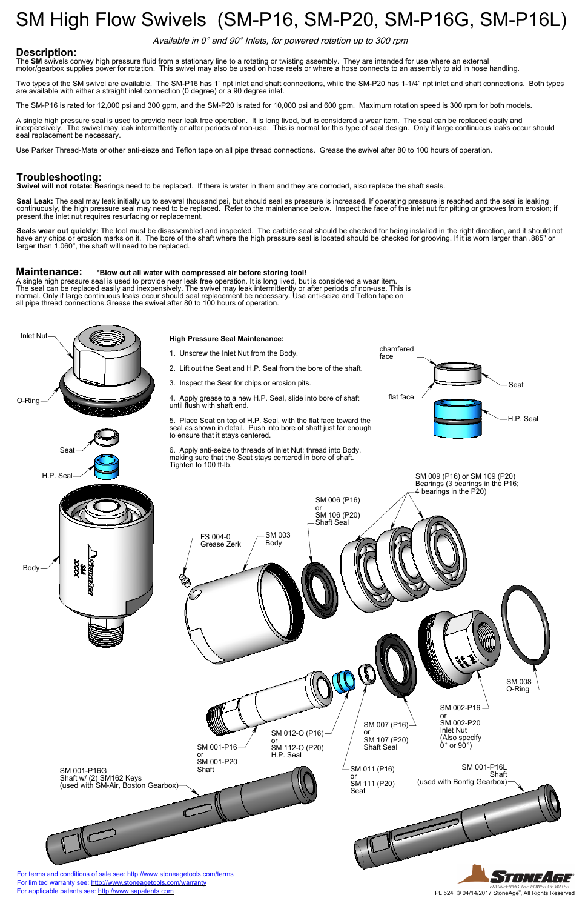# SM High Flow Swivels (SM-P16, SM-P20, SM-P16G, SM-P16L)

*Available in 0° and 90° Inlets, for powered rotation up to 300 rpm*

## Description:

The **SM** swivels convey high pressure fluid from a stationary line to a rotating or twisting assembly. They are intended for use where an external motor/gearbox supplies power for rotation. This swivel may also be used on hose reels or where a hose connects to an assembly to aid in hose handling.

Two types of the SM swivel are available. The SM-P16 has 1" npt inlet and shaft connections, while the SM-P20 has 1-1/4" npt inlet and shaft connections. Both types are available with either a straight inlet connection (0 degree) or a 90 degree inlet.

The SM-P16 is rated for 12,000 psi and 300 gpm, and the SM-P20 is rated for 10,000 psi and 600 gpm. Maximum rotation speed is 300 rpm for both models.

A single high pressure seal is used to provide near leak free operation. It is long lived, but is considered a wear item. The seal can be replaced easily and inexpensively. The swivel may leak intermittently or after periods of non-use. This is normal for this type of seal design. Only if large continuous leaks occur should seal replacement be necessary.

Use Parker Thread-Mate or other anti-sieze and Teflon tape on all pipe thread connections. Grease the swivel after 80 to 100 hours of operation.

## Troubleshooting:

**Swivel will not rotate:** Bearings need to be replaced. If there is water in them and they are corroded, also replace the shaft seals.

**Seal Leak:** The seal may leak initially up to several thousand psi, but should seal as pressure is increased. If operating pressure is reached and the seal is leaking continuously, the high pressure seal may need to be replaced. Refer to the maintenance below. Inspect the face of the inlet nut for pitting or grooves from erosion; if present,the inlet nut requires resurfacing or replacement.

**Seals wear out quickly:** The tool must be disassembled and inspected. The carbide seat should be checked for being installed in the right direction, and it should not have any chips or erosion marks on it. The bore of the shaft where the high pressure seal is located should be checked for grooving. If it is worn larger than .885" or larger than 1.060", the shaft will need to be replaced.

## Maintenance: **\*Blow out all water with compressed air before storing tool!**

A single high pressure seal is used to provide near leak free operation. It is long lived, but is considered a wear item. The seal can be replaced easily and inexpensively. The swivel may leak intermittently or after periods of non-use. This is normal. Only if large continuous leaks occur should seal replacement be necessary. Use anti-seize and Teflon tape on all pipe thread connections.Grease the swivel after 80 to 100 hours of operation.

Inlet Nut
O-Ring
Seat
H.P. Seal
Body

**High Pressure Seal Maintenance:**

1. Unscrew the Inlet Nut from the Body.
2. Lift out the Seat and H.P. Seal from the bore of the shaft.
3. Inspect the Seat for chips or erosion pits.
4. Apply grease to a new H.P. Seal, slide into bore of shaft until flush with shaft end.
5. Place Seat on top of H.P. Seal, with the flat face toward the seal as shown in detail. Push into bore of shaft just far enough to ensure that it stays centered.
6. Apply anti-seize to threads of Inlet Nut; thread into Body, making sure that the Seat stays centered in bore of shaft. Tighten to 100 ft-lb.

chamfered face
flat face
Seat
H.P. Seal

SM 009 (P16) or SM 109 (P20) Bearings (3 bearings in the P16; 4 bearings in the P20)

SM 006 (P16) or SM 106 (P20) Shaft Seal

FS 004-0 Grease Zerk

SM 003 Body

SM 008 O-Ring

SM 002-P16 or SM 002-P20 Inlet Nut (Also specify 0° or 90°)

SM 007 (P16) or SM 107 (P20) Shaft Seal

SM 012-O (P16) or SM 112-O (P20) H.P. Seal

SM 001-P16 or SM 001-P20 Shaft

SM 011 (P16) or SM 111 (P20) Seat

SM 001-P16G Shaft w/ (2) SM162 Keys (used with SM-Air, Boston Gearbox)

SM 001-P16L Shaft (used with Bonfig Gearbox)

For terms and conditions of sale see: http://www.stoneagetools.com/terms
For limited warranty see: http://www.stoneagetools.com/warranty
For applicable patents see: http://www.sapatents.com

PL 524 © 04/14/2017 StoneAge®, All Rights Reserved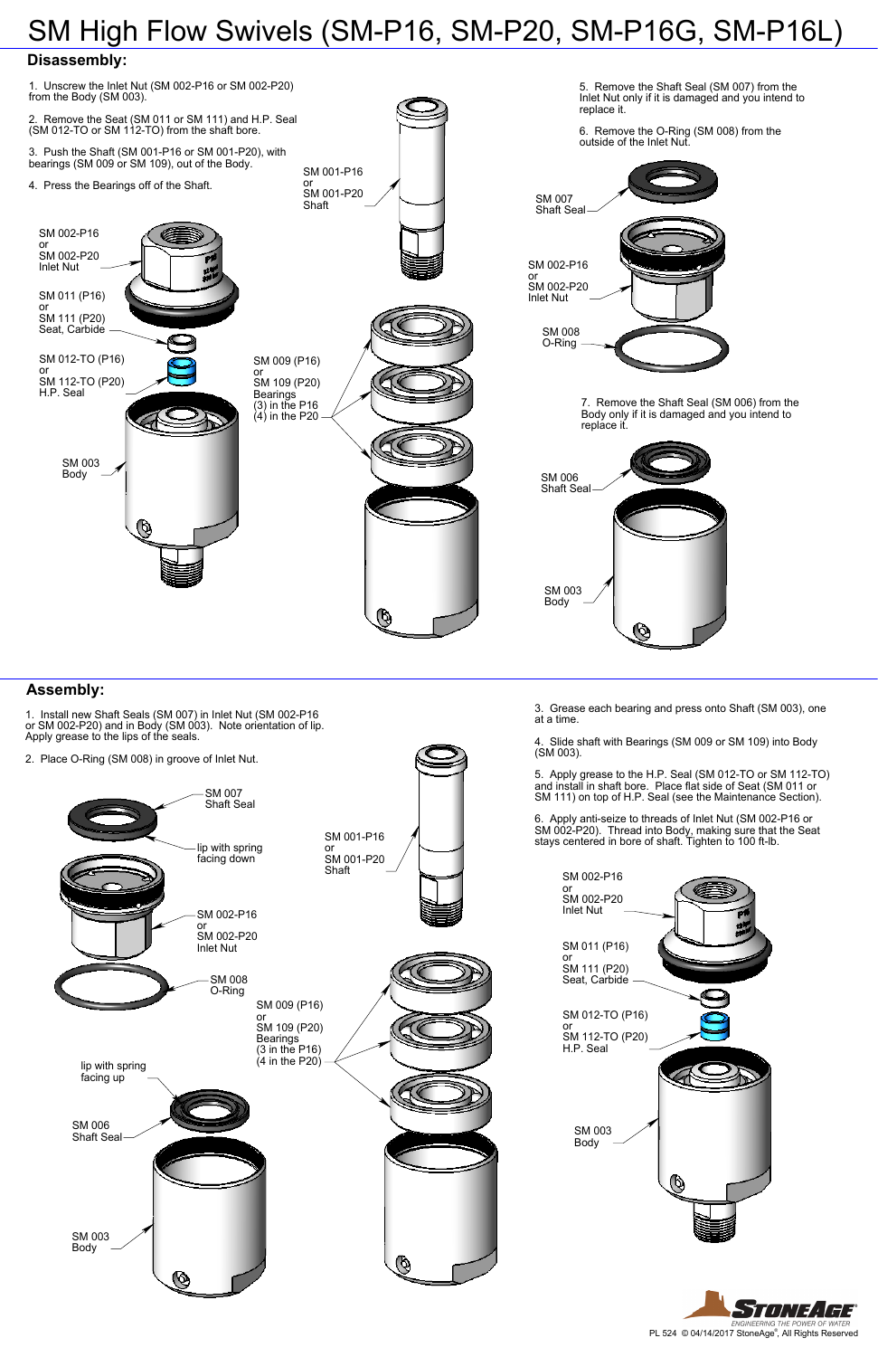# SM High Flow Swivels (SM-P16, SM-P20, SM-P16G, SM-P16L)

## Disassembly:

1. Unscrew the Inlet Nut (SM 002-P16 or SM 002-P20) from the Body (SM 003).

2. Remove the Seat (SM 011 or SM 111) and H.P. Seal (SM 012-TO or SM 112-TO) from the shaft bore.

3. Push the Shaft (SM 001-P16 or SM 001-P20), with bearings (SM 009 or SM 109), out of the Body.

4. Press the Bearings off of the Shaft.

5. Remove the Shaft Seal (SM 007) from the Inlet Nut only if it is damaged and you intend to replace it.

6. Remove the O-Ring (SM 008) from the outside of the Inlet Nut.

7. Remove the Shaft Seal (SM 006) from the Body only if it is damaged and you intend to replace it.

SM 001-P16
or
SM 001-P20
Shaft

SM 002-P16
or
SM 002-P20
Inlet Nut

SM 011 (P16)
or
SM 111 (P20)
Seat, Carbide

SM 012-TO (P16)
or
SM 112-TO (P20)
H.P. Seal

SM 003
Body

SM 009 (P16)
or
SM 109 (P20)
Bearings
(3) in the P16
(4) in the P20

SM 007
Shaft Seal

SM 002-P16
or
SM 002-P20
Inlet Nut

SM 008
O-Ring

SM 006
Shaft Seal

SM 003
Body

## Assembly:

1. Install new Shaft Seals (SM 007) in Inlet Nut (SM 002-P16 or SM 002-P20) and in Body (SM 003). Note orientation of lip. Apply grease to the lips of the seals.

2. Place O-Ring (SM 008) in groove of Inlet Nut.

3. Grease each bearing and press onto Shaft (SM 003), one at a time.

4. Slide shaft with Bearings (SM 009 or SM 109) into Body (SM 003).

5. Apply grease to the H.P. Seal (SM 012-TO or SM 112-TO) and install in shaft bore. Place flat side of Seat (SM 011 or SM 111) on top of H.P. Seal (see the Maintenance Section).

6. Apply anti-seize to threads of Inlet Nut (SM 002-P16 or SM 002-P20). Thread into Body, making sure that the Seat stays centered in bore of shaft. Tighten to 100 ft-lb.

SM 007
Shaft Seal

lip with spring
facing down

SM 002-P16
or
SM 002-P20
Inlet Nut

SM 008
O-Ring

lip with spring
facing up

SM 006
Shaft Seal

SM 003
Body

SM 001-P16
or
SM 001-P20
Shaft

SM 009 (P16)
or
SM 109 (P20)
Bearings
(3 in the P16)
(4 in the P20)

SM 002-P16
or
SM 002-P20
Inlet Nut

SM 011 (P16)
or
SM 111 (P20)
Seat, Carbide

SM 012-TO (P16)
or
SM 112-TO (P20)
H.P. Seal

SM 003
Body

PL 524 © 04/14/2017 StoneAge®, All Rights Reserved